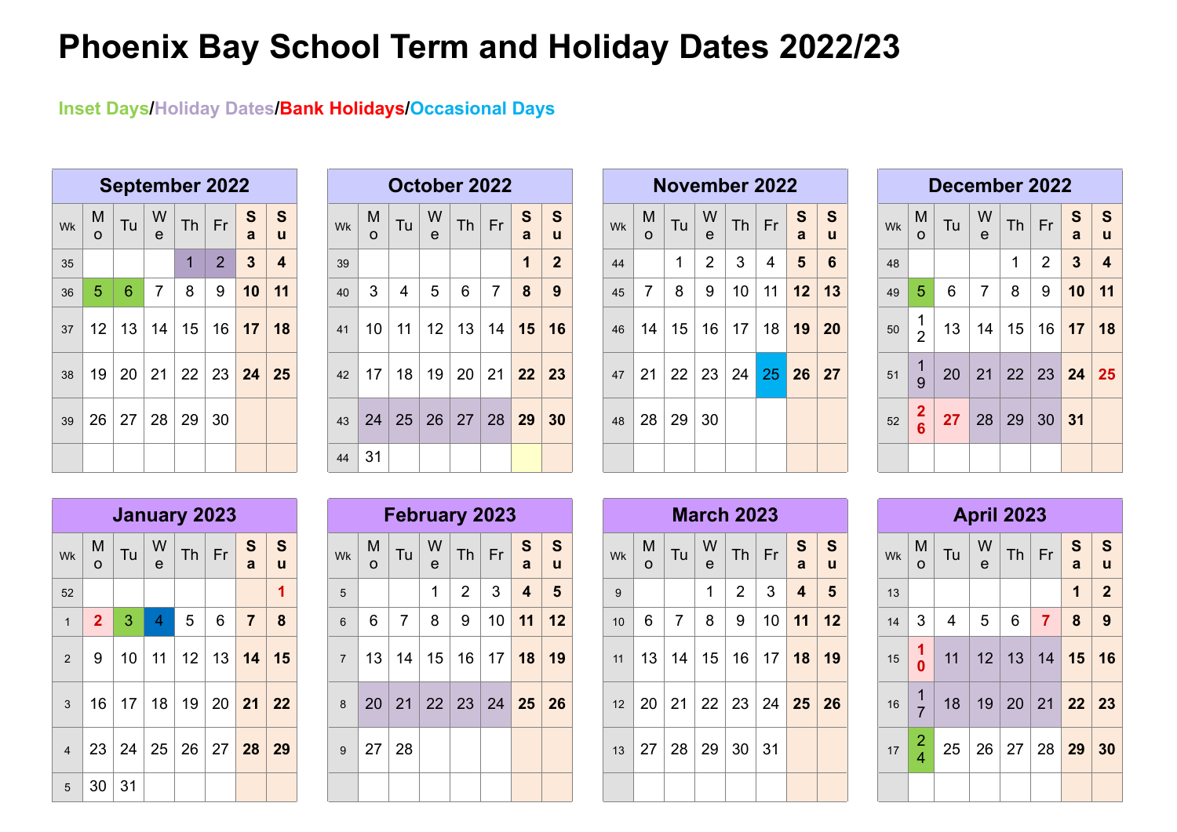# Phoenix Bay School Term and Holiday Dates 2022/23

Inset Days/Holiday Dates/Bank Holidays/Occasional Days

## September 2022

| Wk | Mo | Tu | We | Th | Fr | Sa | Su |
|---|---|---|---|---|---|---|---|
| 35 | | | | 1 | 2 | 3 | 4 |
| 36 | 5 | 6 | 7 | 8 | 9 | 10 | 11 |
| 37 | 12 | 13 | 14 | 15 | 16 | 17 | 18 |
| 38 | 19 | 20 | 21 | 22 | 23 | 24 | 25 |
| 39 | 26 | 27 | 28 | 29 | 30 | | |

## October 2022

| Wk | Mo | Tu | We | Th | Fr | Sa | Su |
|---|---|---|---|---|---|---|---|
| 39 | | | | | | 1 | 2 |
| 40 | 3 | 4 | 5 | 6 | 7 | 8 | 9 |
| 41 | 10 | 11 | 12 | 13 | 14 | 15 | 16 |
| 42 | 17 | 18 | 19 | 20 | 21 | 22 | 23 |
| 43 | 24 | 25 | 26 | 27 | 28 | 29 | 30 |
| 44 | 31 | | | | | | |

## November 2022

| Wk | Mo | Tu | We | Th | Fr | Sa | Su |
|---|---|---|---|---|---|---|---|
| 44 | | 1 | 2 | 3 | 4 | 5 | 6 |
| 45 | 7 | 8 | 9 | 10 | 11 | 12 | 13 |
| 46 | 14 | 15 | 16 | 17 | 18 | 19 | 20 |
| 47 | 21 | 22 | 23 | 24 | 25 | 26 | 27 |
| 48 | 28 | 29 | 30 | | | | |

## December 2022

| Wk | Mo | Tu | We | Th | Fr | Sa | Su |
|---|---|---|---|---|---|---|---|
| 48 | | | | 1 | 2 | 3 | 4 |
| 49 | 5 | 6 | 7 | 8 | 9 | 10 | 11 |
| 50 | 12 | 13 | 14 | 15 | 16 | 17 | 18 |
| 51 | 19 | 20 | 21 | 22 | 23 | 24 | 25 |
| 52 | 26 | 27 | 28 | 29 | 30 | 31 | |

## January 2023

| Wk | Mo | Tu | We | Th | Fr | Sa | Su |
|---|---|---|---|---|---|---|---|
| 52 | | | | | | | 1 |
| 1 | 2 | 3 | 4 | 5 | 6 | 7 | 8 |
| 2 | 9 | 10 | 11 | 12 | 13 | 14 | 15 |
| 3 | 16 | 17 | 18 | 19 | 20 | 21 | 22 |
| 4 | 23 | 24 | 25 | 26 | 27 | 28 | 29 |
| 5 | 30 | 31 | | | | | |

## February 2023

| Wk | Mo | Tu | We | Th | Fr | Sa | Su |
|---|---|---|---|---|---|---|---|
| 5 | | | 1 | 2 | 3 | 4 | 5 |
| 6 | 6 | 7 | 8 | 9 | 10 | 11 | 12 |
| 7 | 13 | 14 | 15 | 16 | 17 | 18 | 19 |
| 8 | 20 | 21 | 22 | 23 | 24 | 25 | 26 |
| 9 | 27 | 28 | | | | | |

## March 2023

| Wk | Mo | Tu | We | Th | Fr | Sa | Su |
|---|---|---|---|---|---|---|---|
| 9 | | | 1 | 2 | 3 | 4 | 5 |
| 10 | 6 | 7 | 8 | 9 | 10 | 11 | 12 |
| 11 | 13 | 14 | 15 | 16 | 17 | 18 | 19 |
| 12 | 20 | 21 | 22 | 23 | 24 | 25 | 26 |
| 13 | 27 | 28 | 29 | 30 | 31 | | |

## April 2023

| Wk | Mo | Tu | We | Th | Fr | Sa | Su |
|---|---|---|---|---|---|---|---|
| 13 | | | | | | 1 | 2 |
| 14 | 3 | 4 | 5 | 6 | 7 | 8 | 9 |
| 15 | 10 | 11 | 12 | 13 | 14 | 15 | 16 |
| 16 | 17 | 18 | 19 | 20 | 21 | 22 | 23 |
| 17 | 24 | 25 | 26 | 27 | 28 | 29 | 30 |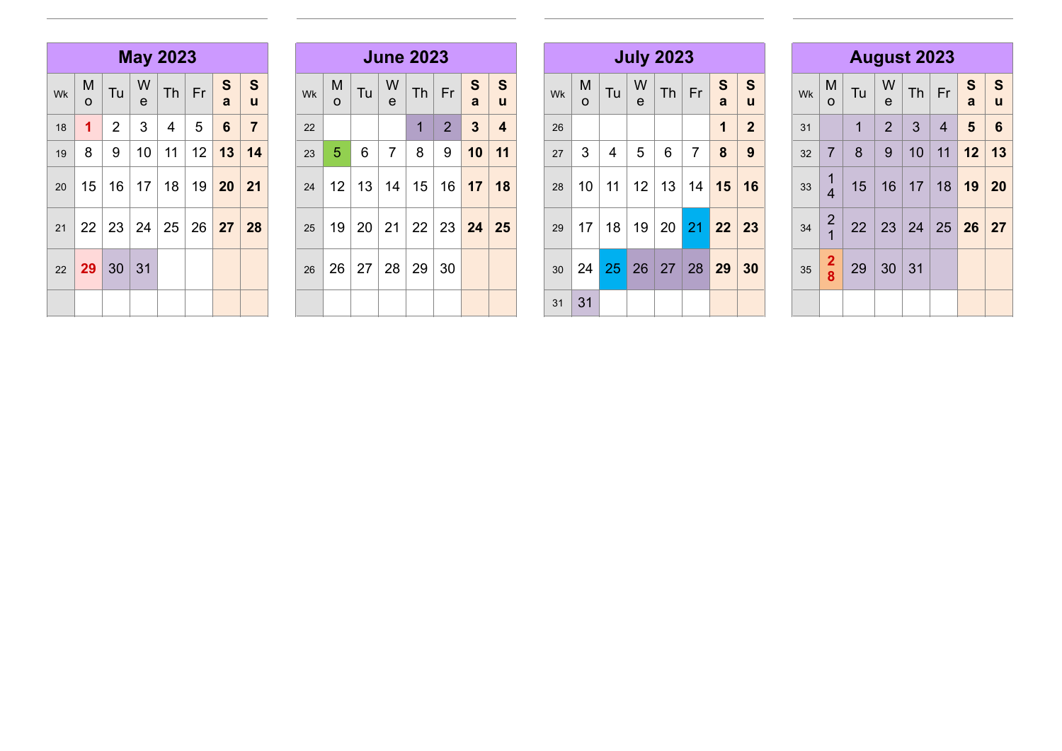## May 2023

| Wk | Mo | Tu | We | Th | Fr | Sa | Su |
|---|---|---|---|---|---|---|---|
| 18 | 1 | 2 | 3 | 4 | 5 | **6** | **7** |
| 19 | 8 | 9 | 10 | 11 | 12 | **13** | **14** |
| 20 | 15 | 16 | 17 | 18 | 19 | **20** | **21** |
| 21 | 22 | 23 | 24 | 25 | 26 | **27** | **28** |
| 22 | 29 | 30 | 31 | | | | |

## June 2023

| Wk | Mo | Tu | We | Th | Fr | Sa | Su |
|---|---|---|---|---|---|---|---|
| 22 | | | | 1 | 2 | **3** | **4** |
| 23 | 5 | 6 | 7 | 8 | 9 | **10** | **11** |
| 24 | 12 | 13 | 14 | 15 | 16 | **17** | **18** |
| 25 | 19 | 20 | 21 | 22 | 23 | **24** | **25** |
| 26 | 26 | 27 | 28 | 29 | 30 | | |

## July 2023

| Wk | Mo | Tu | We | Th | Fr | Sa | Su |
|---|---|---|---|---|---|---|---|
| 26 | | | | | | **1** | **2** |
| 27 | 3 | 4 | 5 | 6 | 7 | **8** | **9** |
| 28 | 10 | 11 | 12 | 13 | 14 | **15** | **16** |
| 29 | 17 | 18 | 19 | 20 | 21 | **22** | **23** |
| 30 | 24 | 25 | 26 | 27 | 28 | **29** | **30** |
| 31 | 31 | | | | | | |

## August 2023

| Wk | Mo | Tu | We | Th | Fr | Sa | Su |
|---|---|---|---|---|---|---|---|
| 31 | | 1 | 2 | 3 | 4 | **5** | **6** |
| 32 | 7 | 8 | 9 | 10 | 11 | **12** | **13** |
| 33 | 14 | 15 | 16 | 17 | 18 | **19** | **20** |
| 34 | 21 | 22 | 23 | 24 | 25 | **26** | **27** |
| 35 | 28 | 29 | 30 | 31 | | | |